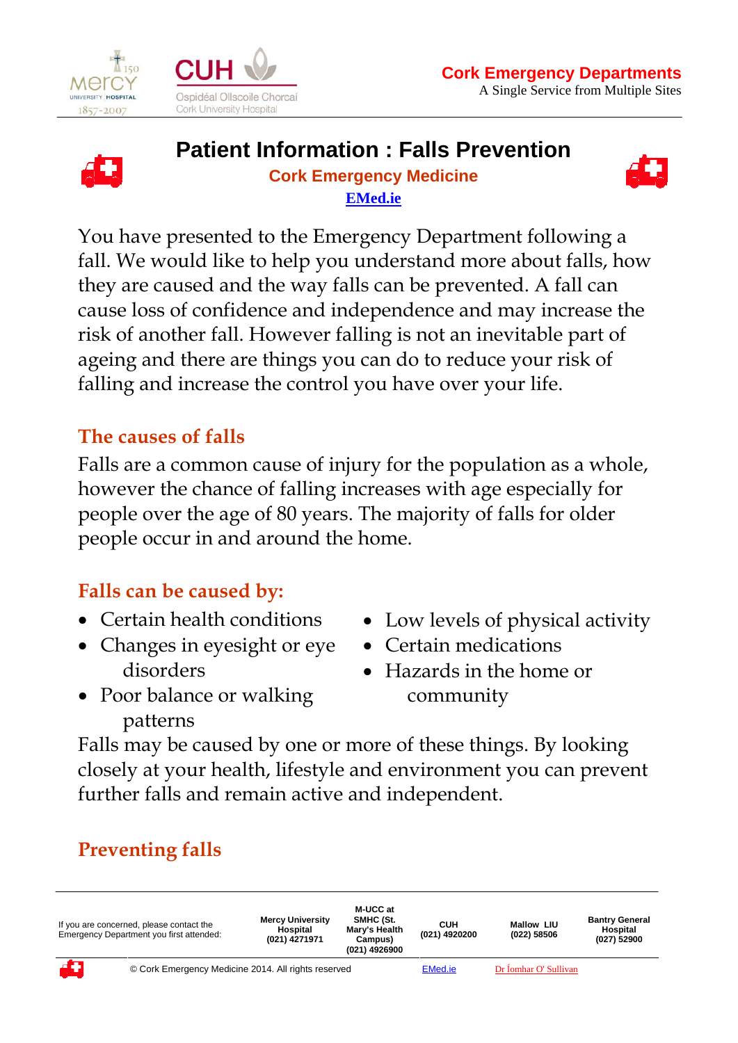# Patient Information : Falls Prevention

**Cork Emergency Medicine**

**EMed.ie**

You have presented to the Emergency Department following a fall. We would like to help you understand more about falls, how they are caused and the way falls can be prevented. A fall can cause loss of confidence and independence and may increase the risk of another fall. However falling is not an inevitable part of ageing and there are things you can do to reduce your risk of falling and increase the control you have over your life.

## The causes of falls

Falls are a common cause of injury for the population as a whole, however the chance of falling increases with age especially for people over the age of 80 years. The majority of falls for older people occur in and around the home.

## Falls can be caused by:

- Certain health conditions
- Changes in eyesight or eye disorders
- Poor balance or walking patterns
- Low levels of physical activity
- Certain medications
- Hazards in the home or community

Falls may be caused by one or more of these things. By looking closely at your health, lifestyle and environment you can prevent further falls and remain active and independent.

## Preventing falls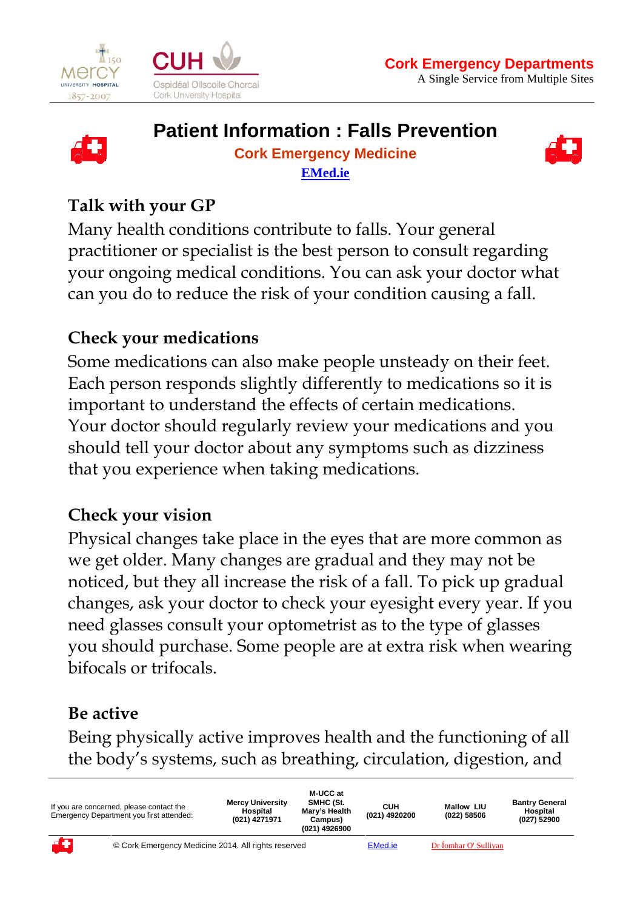# Patient Information : Falls Prevention

**Cork Emergency Medicine**

**EMed.ie**

## Talk with your GP

Many health conditions contribute to falls. Your general practitioner or specialist is the best person to consult regarding your ongoing medical conditions. You can ask your doctor what can you do to reduce the risk of your condition causing a fall.

## Check your medications

Some medications can also make people unsteady on their feet. Each person responds slightly differently to medications so it is important to understand the effects of certain medications. Your doctor should regularly review your medications and you should tell your doctor about any symptoms such as dizziness that you experience when taking medications.

## Check your vision

Physical changes take place in the eyes that are more common as we get older. Many changes are gradual and they may not be noticed, but they all increase the risk of a fall. To pick up gradual changes, ask your doctor to check your eyesight every year. If you need glasses consult your optometrist as to the type of glasses you should purchase. Some people are at extra risk when wearing bifocals or trifocals.

## Be active

Being physically active improves health and the functioning of all the body's systems, such as breathing, circulation, digestion, and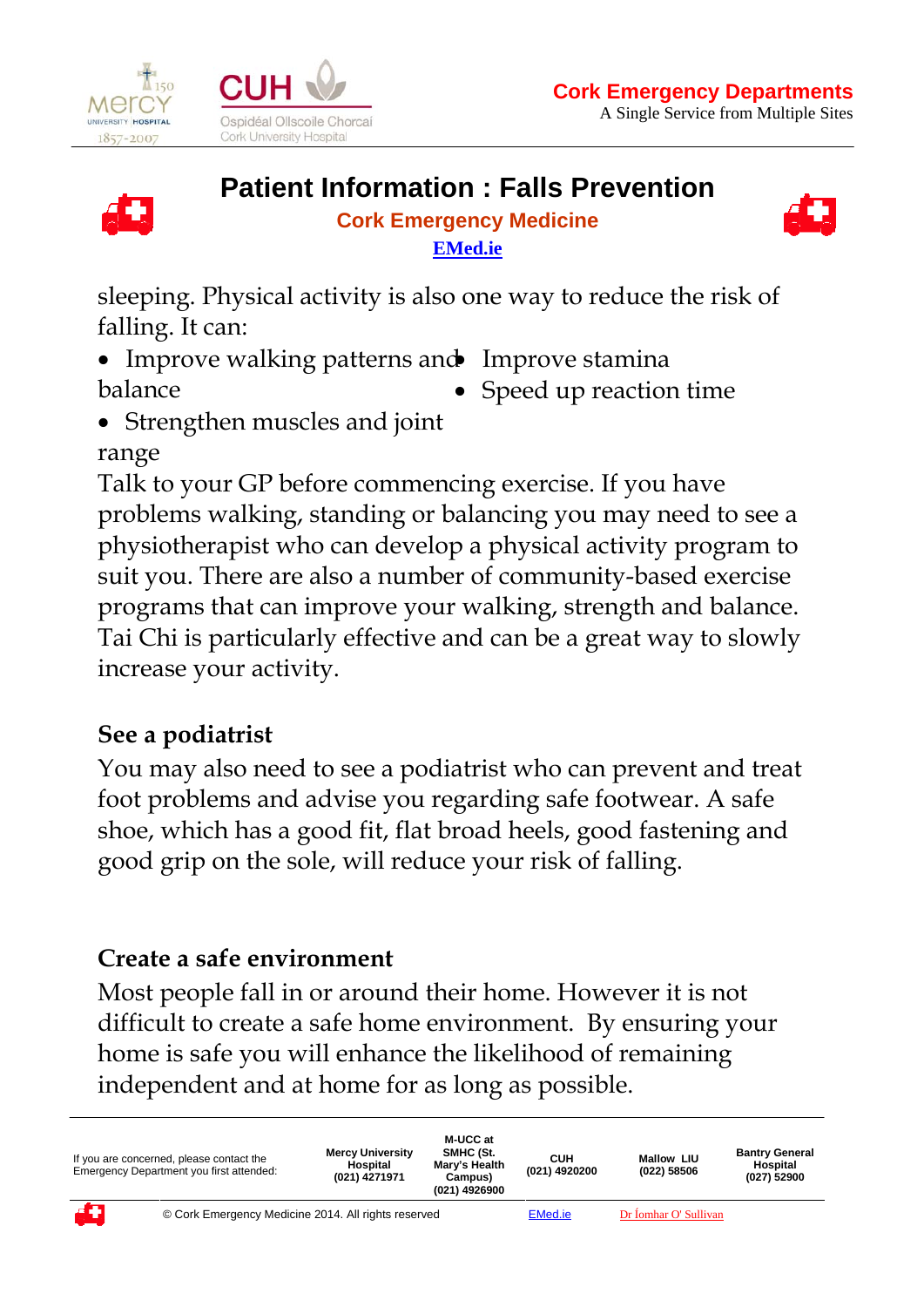sleeping. Physical activity is also one way to reduce the risk of falling. It can:

- Improve walking patterns and balance
- Strengthen muscles and joint range
- Improve stamina
- Speed up reaction time

Talk to your GP before commencing exercise. If you have problems walking, standing or balancing you may need to see a physiotherapist who can develop a physical activity program to suit you. There are also a number of community-based exercise programs that can improve your walking, strength and balance. Tai Chi is particularly effective and can be a great way to slowly increase your activity.

### See a podiatrist

You may also need to see a podiatrist who can prevent and treat foot problems and advise you regarding safe footwear. A safe shoe, which has a good fit, flat broad heels, good fastening and good grip on the sole, will reduce your risk of falling.

### Create a safe environment

Most people fall in or around their home. However it is not difficult to create a safe home environment. By ensuring your home is safe you will enhance the likelihood of remaining independent and at home for as long as possible.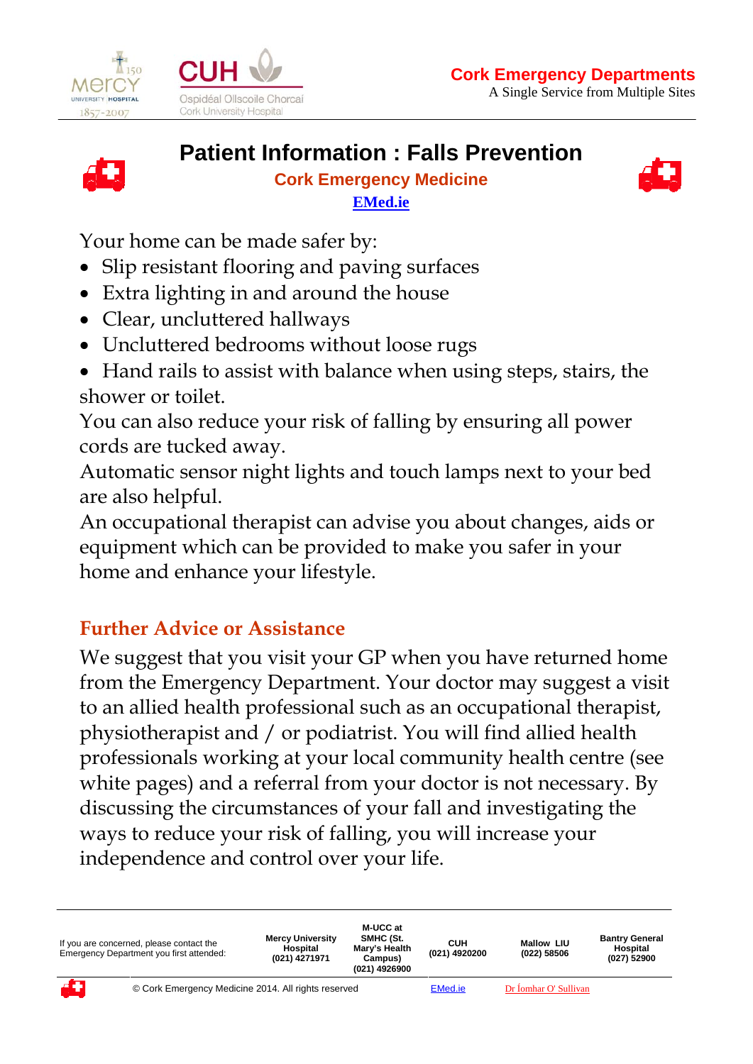# Patient Information : Falls Prevention

**Cork Emergency Medicine**

**EMed.ie**

Your home can be made safer by:

- Slip resistant flooring and paving surfaces
- Extra lighting in and around the house
- Clear, uncluttered hallways
- Uncluttered bedrooms without loose rugs
- Hand rails to assist with balance when using steps, stairs, the shower or toilet.

You can also reduce your risk of falling by ensuring all power cords are tucked away.

Automatic sensor night lights and touch lamps next to your bed are also helpful.

An occupational therapist can advise you about changes, aids or equipment which can be provided to make you safer in your home and enhance your lifestyle.

## Further Advice or Assistance

We suggest that you visit your GP when you have returned home from the Emergency Department. Your doctor may suggest a visit to an allied health professional such as an occupational therapist, physiotherapist and / or podiatrist. You will find allied health professionals working at your local community health centre (see white pages) and a referral from your doctor is not necessary. By discussing the circumstances of your fall and investigating the ways to reduce your risk of falling, you will increase your independence and control over your life.

| | | | | | |
|---|---|---|---|---|---|
| If you are concerned, please contact the Emergency Department you first attended: | **Mercy University Hospital (021) 4271971** | **M-UCC at SMHC (St. Mary's Health Campus) (021) 4926900** | **CUH (021) 4920200** | **Mallow LIU (022) 58506** | **Bantry General Hospital (027) 52900** |

© Cork Emergency Medicine 2014. All rights reserved  EMed.ie  Dr Íomhar O' Sullivan